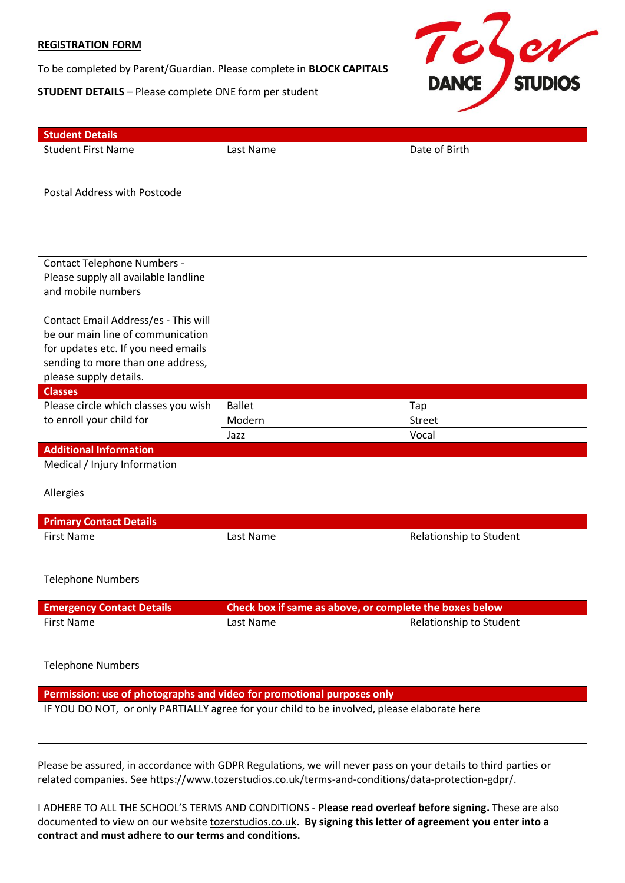**REGISTRATION FORM**

To be completed by Parent/Guardian. Please complete in **BLOCK CAPITALS**

**STUDENT DETAILS** – Please complete ONE form per student

Tozer DANCE STUDIOS

| **Student Details** | | |
|---|---|---|
| Student First Name | Last Name | Date of Birth |
| Postal Address with Postcode | | |
| Contact Telephone Numbers - Please supply all available landline and mobile numbers | | |
| Contact Email Address/es - This will be our main line of communication for updates etc. If you need emails sending to more than one address, please supply details. | | |
| **Classes** | | |
| Please circle which classes you wish to enroll your child for | Ballet | Tap |
| | Modern | Street |
| | Jazz | Vocal |
| **Additional Information** | | |
| Medical / Injury Information | | |
| Allergies | | |
| **Primary Contact Details** | | |
| First Name | Last Name | Relationship to Student |
| Telephone Numbers | | |
| **Emergency Contact Details** | **Check box if same as above, or complete the boxes below** | |
| First Name | Last Name | Relationship to Student |
| Telephone Numbers | | |
| **Permission: use of photographs and video for promotional purposes only** | | |
| IF YOU DO NOT, or only PARTIALLY agree for your child to be involved, please elaborate here | | |

Please be assured, in accordance with GDPR Regulations, we will never pass on your details to third parties or related companies. See https://www.tozerstudios.co.uk/terms-and-conditions/data-protection-gdpr/.

I ADHERE TO ALL THE SCHOOL'S TERMS AND CONDITIONS - **Please read overleaf before signing.** These are also documented to view on our website tozerstudios.co.uk**. By signing this letter of agreement you enter into a contract and must adhere to our terms and conditions.**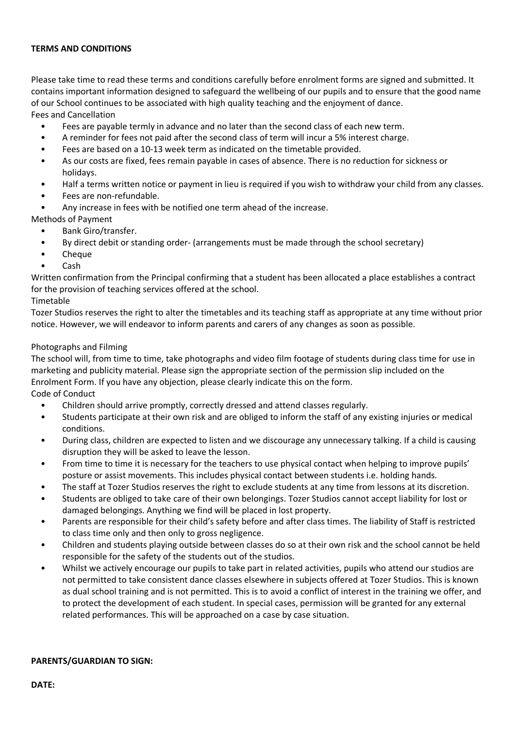**TERMS AND CONDITIONS**

Please take time to read these terms and conditions carefully before enrolment forms are signed and submitted. It contains important information designed to safeguard the wellbeing of our pupils and to ensure that the good name of our School continues to be associated with high quality teaching and the enjoyment of dance.

Fees and Cancellation

- Fees are payable termly in advance and no later than the second class of each new term.
- A reminder for fees not paid after the second class of term will incur a 5% interest charge.
- Fees are based on a 10-13 week term as indicated on the timetable provided.
- As our costs are fixed, fees remain payable in cases of absence. There is no reduction for sickness or holidays.
- Half a terms written notice or payment in lieu is required if you wish to withdraw your child from any classes.
- Fees are non-refundable.
- Any increase in fees with be notified one term ahead of the increase.

Methods of Payment

- Bank Giro/transfer.
- By direct debit or standing order- (arrangements must be made through the school secretary)
- Cheque
- Cash

Written confirmation from the Principal confirming that a student has been allocated a place establishes a contract for the provision of teaching services offered at the school.

Timetable

Tozer Studios reserves the right to alter the timetables and its teaching staff as appropriate at any time without prior notice. However, we will endeavor to inform parents and carers of any changes as soon as possible.

Photographs and Filming

The school will, from time to time, take photographs and video film footage of students during class time for use in marketing and publicity material. Please sign the appropriate section of the permission slip included on the Enrolment Form. If you have any objection, please clearly indicate this on the form.

Code of Conduct

- Children should arrive promptly, correctly dressed and attend classes regularly.
- Students participate at their own risk and are obliged to inform the staff of any existing injuries or medical conditions.
- During class, children are expected to listen and we discourage any unnecessary talking. If a child is causing disruption they will be asked to leave the lesson.
- From time to time it is necessary for the teachers to use physical contact when helping to improve pupils' posture or assist movements. This includes physical contact between students i.e. holding hands.
- The staff at Tozer Studios reserves the right to exclude students at any time from lessons at its discretion.
- Students are obliged to take care of their own belongings. Tozer Studios cannot accept liability for lost or damaged belongings. Anything we find will be placed in lost property.
- Parents are responsible for their child's safety before and after class times. The liability of Staff is restricted to class time only and then only to gross negligence.
- Children and students playing outside between classes do so at their own risk and the school cannot be held responsible for the safety of the students out of the studios.
- Whilst we actively encourage our pupils to take part in related activities, pupils who attend our studios are not permitted to take consistent dance classes elsewhere in subjects offered at Tozer Studios. This is known as dual school training and is not permitted. This is to avoid a conflict of interest in the training we offer, and to protect the development of each student. In special cases, permission will be granted for any external related performances. This will be approached on a case by case situation.

**PARENTS/GUARDIAN TO SIGN:**

**DATE:**